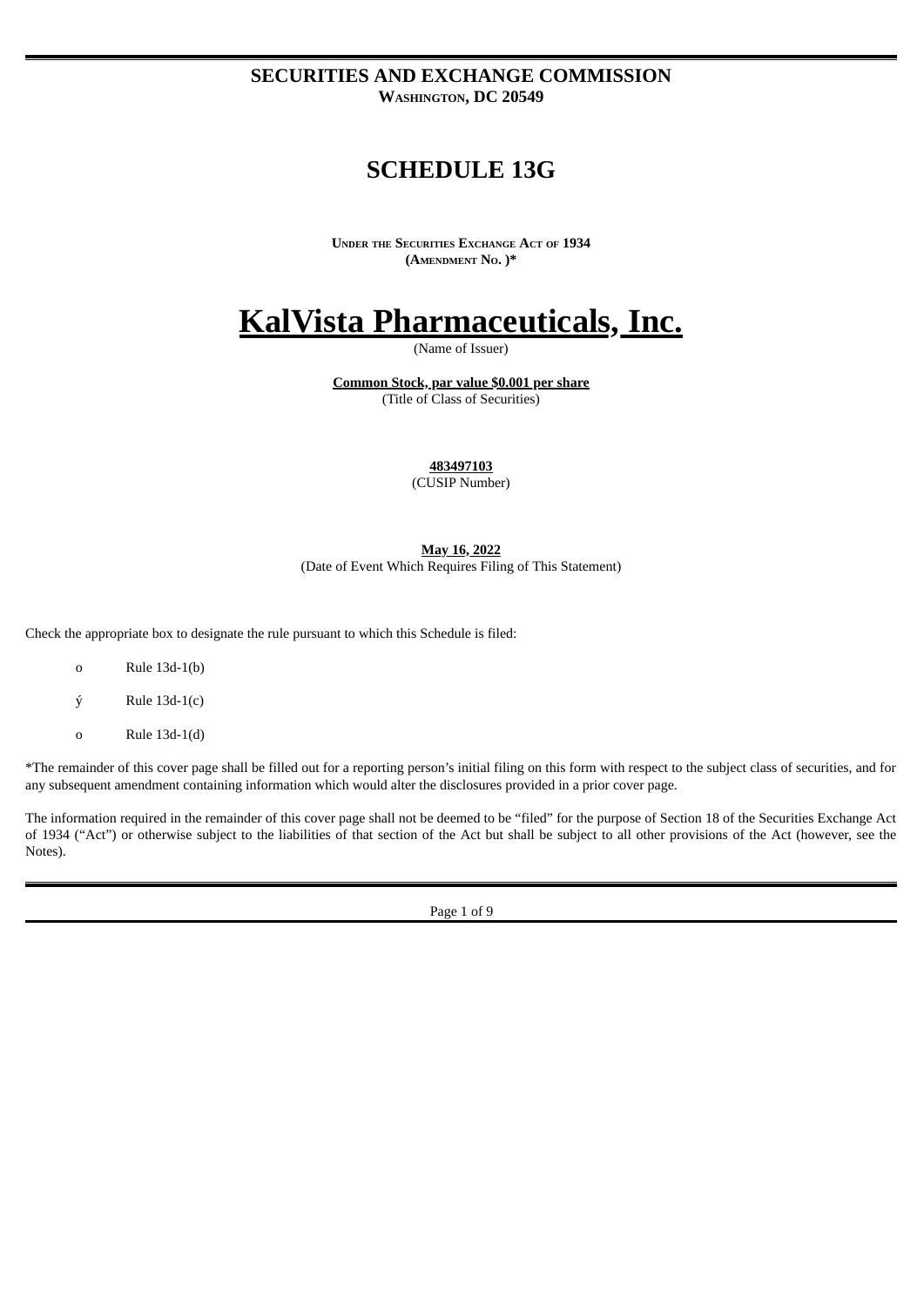**SECURITIES AND EXCHANGE COMMISSION**
**WASHINGTON, DC 20549**

# SCHEDULE 13G

**UNDER THE SECURITIES EXCHANGE ACT OF 1934**
**(AMENDMENT NO. )***

# KalVista Pharmaceuticals, Inc.

(Name of Issuer)

**Common Stock, par value $0.001 per share**
(Title of Class of Securities)

**483497103**
(CUSIP Number)

**May 16, 2022**
(Date of Event Which Requires Filing of This Statement)

Check the appropriate box to designate the rule pursuant to which this Schedule is filed:

o Rule 13d-1(b)

ý Rule 13d-1(c)

o Rule 13d-1(d)

*The remainder of this cover page shall be filled out for a reporting person's initial filing on this form with respect to the subject class of securities, and for any subsequent amendment containing information which would alter the disclosures provided in a prior cover page.

The information required in the remainder of this cover page shall not be deemed to be "filed" for the purpose of Section 18 of the Securities Exchange Act of 1934 ("Act") or otherwise subject to the liabilities of that section of the Act but shall be subject to all other provisions of the Act (however, see the Notes).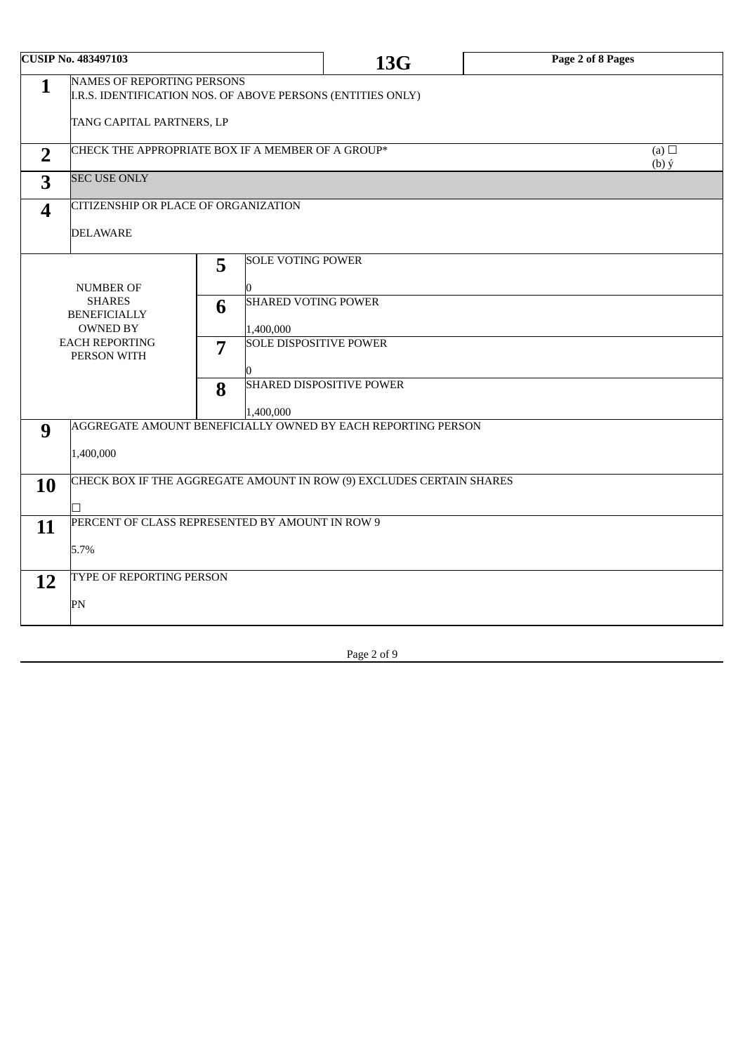| CUSIP No. 483497103 | | | 13G | Page 2 of 8 Pages |
|---|---|---|---|---|
| **1** | NAMES OF REPORTING PERSONS<br>I.R.S. IDENTIFICATION NOS. OF ABOVE PERSONS (ENTITIES ONLY)<br><br>TANG CAPITAL PARTNERS, LP | | | |
| **2** | CHECK THE APPROPRIATE BOX IF A MEMBER OF A GROUP* | | | (a) ☐<br>(b) ý |
| **3** | SEC USE ONLY | | | |
| **4** | CITIZENSHIP OR PLACE OF ORGANIZATION<br><br>DELAWARE | | | |
| NUMBER OF SHARES BENEFICIALLY OWNED BY EACH REPORTING PERSON WITH | **5** | SOLE VOTING POWER<br><br>0 | | |
| | **6** | SHARED VOTING POWER<br><br>1,400,000 | | |
| | **7** | SOLE DISPOSITIVE POWER<br><br>0 | | |
| | **8** | SHARED DISPOSITIVE POWER<br><br>1,400,000 | | |
| **9** | AGGREGATE AMOUNT BENEFICIALLY OWNED BY EACH REPORTING PERSON<br><br>1,400,000 | | | |
| **10** | CHECK BOX IF THE AGGREGATE AMOUNT IN ROW (9) EXCLUDES CERTAIN SHARES<br><br>☐ | | | |
| **11** | PERCENT OF CLASS REPRESENTED BY AMOUNT IN ROW 9<br><br>5.7% | | | |
| **12** | TYPE OF REPORTING PERSON<br><br>PN | | | |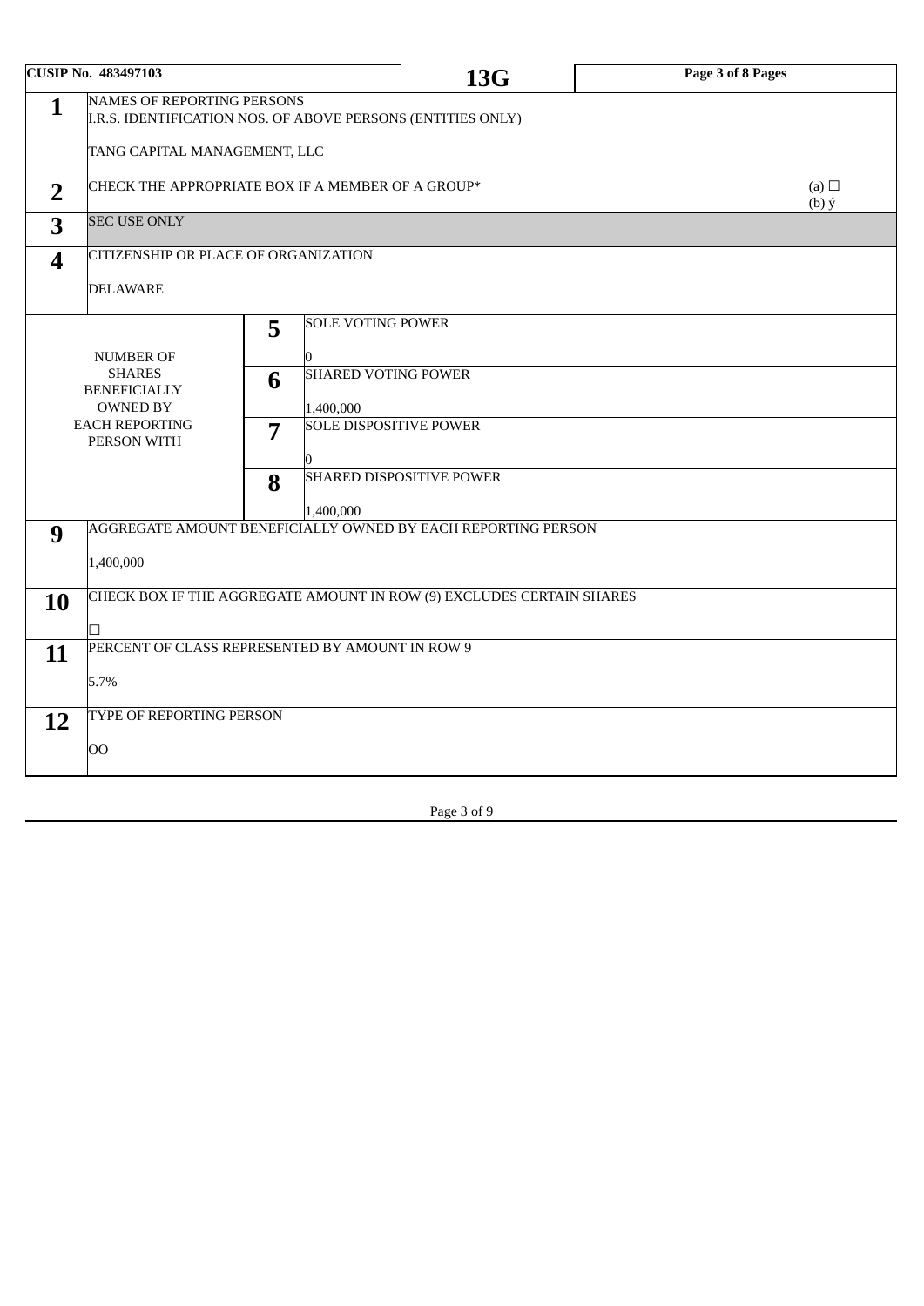| CUSIP No. 483497103 | | 13G | Page 3 of 8 Pages |
|---|---|---|---|

| | | | |
|---|---|---|---|
| **1** | NAMES OF REPORTING PERSONS<br>I.R.S. IDENTIFICATION NOS. OF ABOVE PERSONS (ENTITIES ONLY)<br><br>TANG CAPITAL MANAGEMENT, LLC | | |
| **2** | CHECK THE APPROPRIATE BOX IF A MEMBER OF A GROUP* | | (a) ☐<br>(b) ý |
| **3** | SEC USE ONLY | | |
| **4** | CITIZENSHIP OR PLACE OF ORGANIZATION<br><br>DELAWARE | | |
| NUMBER OF SHARES BENEFICIALLY OWNED BY EACH REPORTING PERSON WITH | **5** | SOLE VOTING POWER<br><br>0 | |
| | **6** | SHARED VOTING POWER<br><br>1,400,000 | |
| | **7** | SOLE DISPOSITIVE POWER<br><br>0 | |
| | **8** | SHARED DISPOSITIVE POWER<br><br>1,400,000 | |
| **9** | AGGREGATE AMOUNT BENEFICIALLY OWNED BY EACH REPORTING PERSON<br><br>1,400,000 | | |
| **10** | CHECK BOX IF THE AGGREGATE AMOUNT IN ROW (9) EXCLUDES CERTAIN SHARES<br><br>☐ | | |
| **11** | PERCENT OF CLASS REPRESENTED BY AMOUNT IN ROW 9<br><br>5.7% | | |
| **12** | TYPE OF REPORTING PERSON<br><br>OO | | |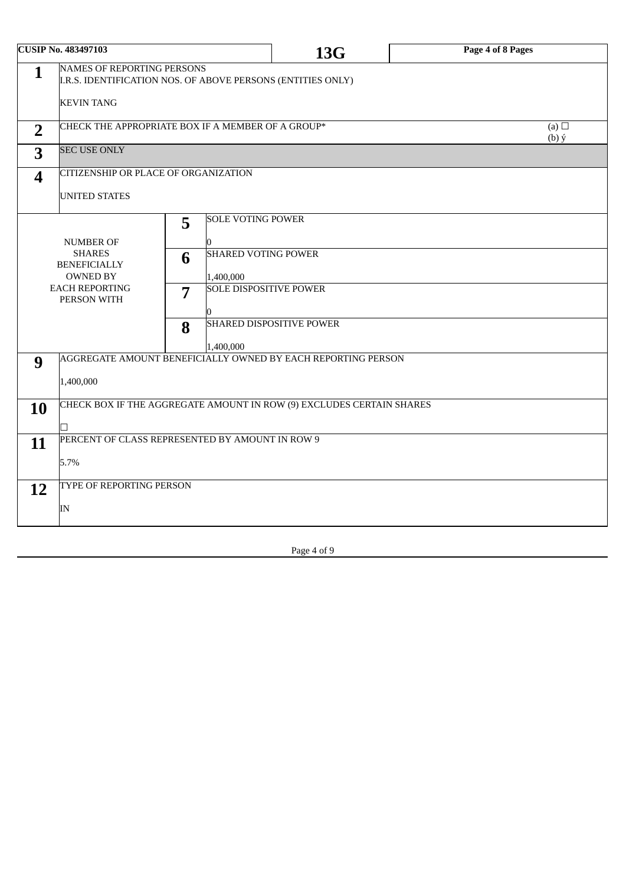| CUSIP No. 483497103 | | | 13G | Page 4 of 8 Pages |
|---|---|---|---|---|
| **1** | NAMES OF REPORTING PERSONS<br>I.R.S. IDENTIFICATION NOS. OF ABOVE PERSONS (ENTITIES ONLY)<br><br>KEVIN TANG | | | |
| **2** | CHECK THE APPROPRIATE BOX IF A MEMBER OF A GROUP* | | | (a) ☐<br>(b) ý |
| **3** | SEC USE ONLY | | | |
| **4** | CITIZENSHIP OR PLACE OF ORGANIZATION<br><br>UNITED STATES | | | |
| NUMBER OF SHARES BENEFICIALLY OWNED BY EACH REPORTING PERSON WITH | **5** | SOLE VOTING POWER<br><br>0 | | |
| | **6** | SHARED VOTING POWER<br><br>1,400,000 | | |
| | **7** | SOLE DISPOSITIVE POWER<br><br>0 | | |
| | **8** | SHARED DISPOSITIVE POWER<br><br>1,400,000 | | |
| **9** | AGGREGATE AMOUNT BENEFICIALLY OWNED BY EACH REPORTING PERSON<br><br>1,400,000 | | | |
| **10** | CHECK BOX IF THE AGGREGATE AMOUNT IN ROW (9) EXCLUDES CERTAIN SHARES<br><br>☐ | | | |
| **11** | PERCENT OF CLASS REPRESENTED BY AMOUNT IN ROW 9<br><br>5.7% | | | |
| **12** | TYPE OF REPORTING PERSON<br><br>IN | | | |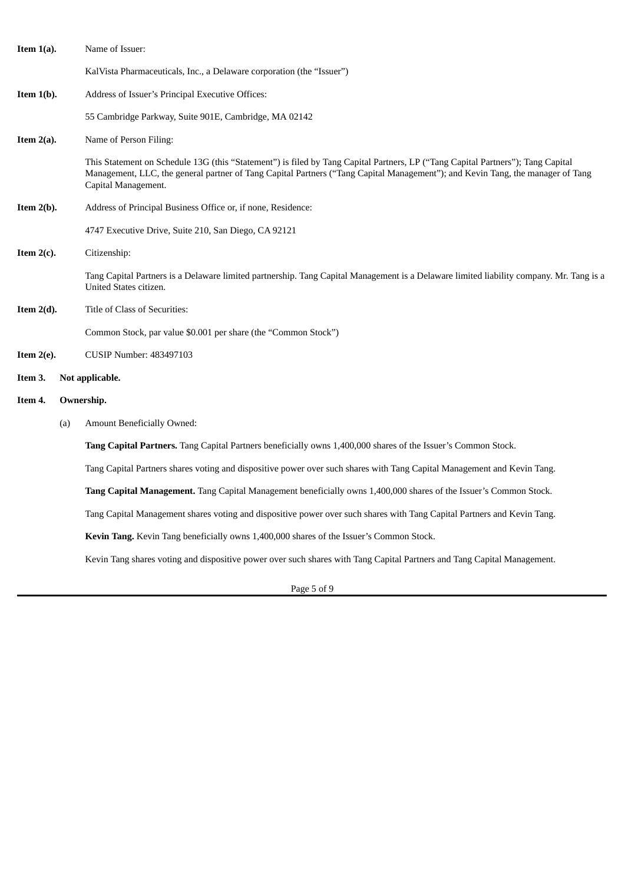**Item 1(a).** Name of Issuer:

KalVista Pharmaceuticals, Inc., a Delaware corporation (the "Issuer")

**Item 1(b).** Address of Issuer's Principal Executive Offices:

55 Cambridge Parkway, Suite 901E, Cambridge, MA 02142

**Item 2(a).** Name of Person Filing:

This Statement on Schedule 13G (this "Statement") is filed by Tang Capital Partners, LP ("Tang Capital Partners"); Tang Capital Management, LLC, the general partner of Tang Capital Partners ("Tang Capital Management"); and Kevin Tang, the manager of Tang Capital Management.

**Item 2(b).** Address of Principal Business Office or, if none, Residence:

4747 Executive Drive, Suite 210, San Diego, CA 92121

**Item 2(c).** Citizenship:

Tang Capital Partners is a Delaware limited partnership. Tang Capital Management is a Delaware limited liability company. Mr. Tang is a United States citizen.

**Item 2(d).** Title of Class of Securities:

Common Stock, par value $0.001 per share (the "Common Stock")

**Item 2(e).** CUSIP Number: 483497103

**Item 3. Not applicable.**

**Item 4. Ownership.**

(a) Amount Beneficially Owned:

**Tang Capital Partners.** Tang Capital Partners beneficially owns 1,400,000 shares of the Issuer's Common Stock.

Tang Capital Partners shares voting and dispositive power over such shares with Tang Capital Management and Kevin Tang.

**Tang Capital Management.** Tang Capital Management beneficially owns 1,400,000 shares of the Issuer's Common Stock.

Tang Capital Management shares voting and dispositive power over such shares with Tang Capital Partners and Kevin Tang.

**Kevin Tang.** Kevin Tang beneficially owns 1,400,000 shares of the Issuer's Common Stock.

Kevin Tang shares voting and dispositive power over such shares with Tang Capital Partners and Tang Capital Management.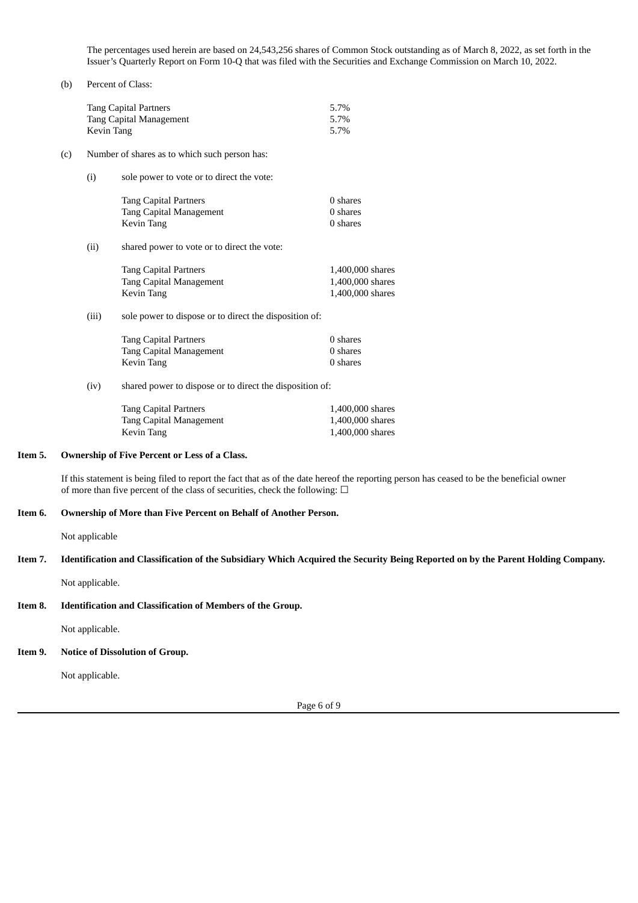The percentages used herein are based on 24,543,256 shares of Common Stock outstanding as of March 8, 2022, as set forth in the Issuer's Quarterly Report on Form 10-Q that was filed with the Securities and Exchange Commission on March 10, 2022.

(b) Percent of Class:

| | |
|---|---|
| Tang Capital Partners | 5.7% |
| Tang Capital Management | 5.7% |
| Kevin Tang | 5.7% |

(c) Number of shares as to which such person has:

(i) sole power to vote or to direct the vote:

| | |
|---|---|
| Tang Capital Partners | 0 shares |
| Tang Capital Management | 0 shares |
| Kevin Tang | 0 shares |

(ii) shared power to vote or to direct the vote:

| | |
|---|---|
| Tang Capital Partners | 1,400,000 shares |
| Tang Capital Management | 1,400,000 shares |
| Kevin Tang | 1,400,000 shares |

(iii) sole power to dispose or to direct the disposition of:

| | |
|---|---|
| Tang Capital Partners | 0 shares |
| Tang Capital Management | 0 shares |
| Kevin Tang | 0 shares |

(iv) shared power to dispose or to direct the disposition of:

| | |
|---|---|
| Tang Capital Partners | 1,400,000 shares |
| Tang Capital Management | 1,400,000 shares |
| Kevin Tang | 1,400,000 shares |

**Item 5. Ownership of Five Percent or Less of a Class.**

If this statement is being filed to report the fact that as of the date hereof the reporting person has ceased to be the beneficial owner of more than five percent of the class of securities, check the following: ☐

**Item 6. Ownership of More than Five Percent on Behalf of Another Person.**

Not applicable

**Item 7. Identification and Classification of the Subsidiary Which Acquired the Security Being Reported on by the Parent Holding Company.**

Not applicable.

**Item 8. Identification and Classification of Members of the Group.**

Not applicable.

**Item 9. Notice of Dissolution of Group.**

Not applicable.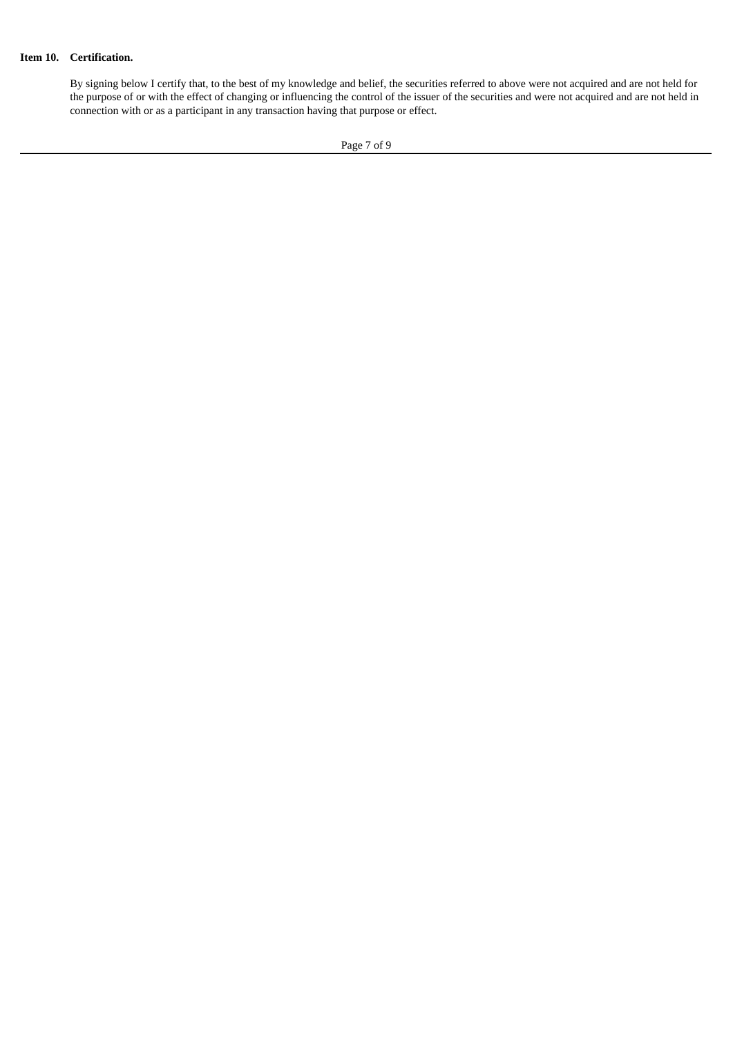**Item 10. Certification.**

By signing below I certify that, to the best of my knowledge and belief, the securities referred to above were not acquired and are not held for the purpose of or with the effect of changing or influencing the control of the issuer of the securities and were not acquired and are not held in connection with or as a participant in any transaction having that purpose or effect.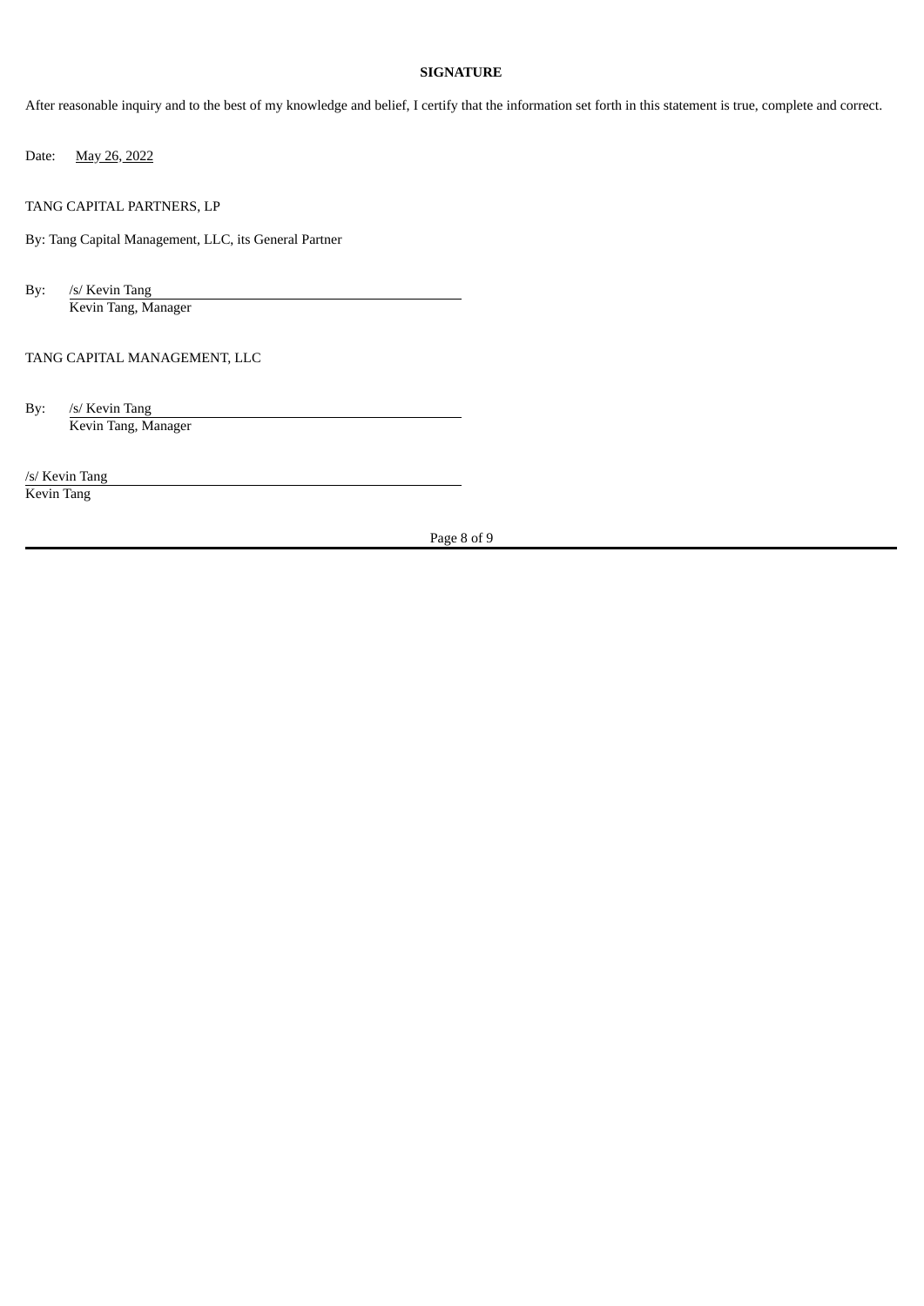**SIGNATURE**

After reasonable inquiry and to the best of my knowledge and belief, I certify that the information set forth in this statement is true, complete and correct.

Date: May 26, 2022

TANG CAPITAL PARTNERS, LP

By: Tang Capital Management, LLC, its General Partner

By: /s/ Kevin Tang
Kevin Tang, Manager

TANG CAPITAL MANAGEMENT, LLC

By: /s/ Kevin Tang
Kevin Tang, Manager

/s/ Kevin Tang
Kevin Tang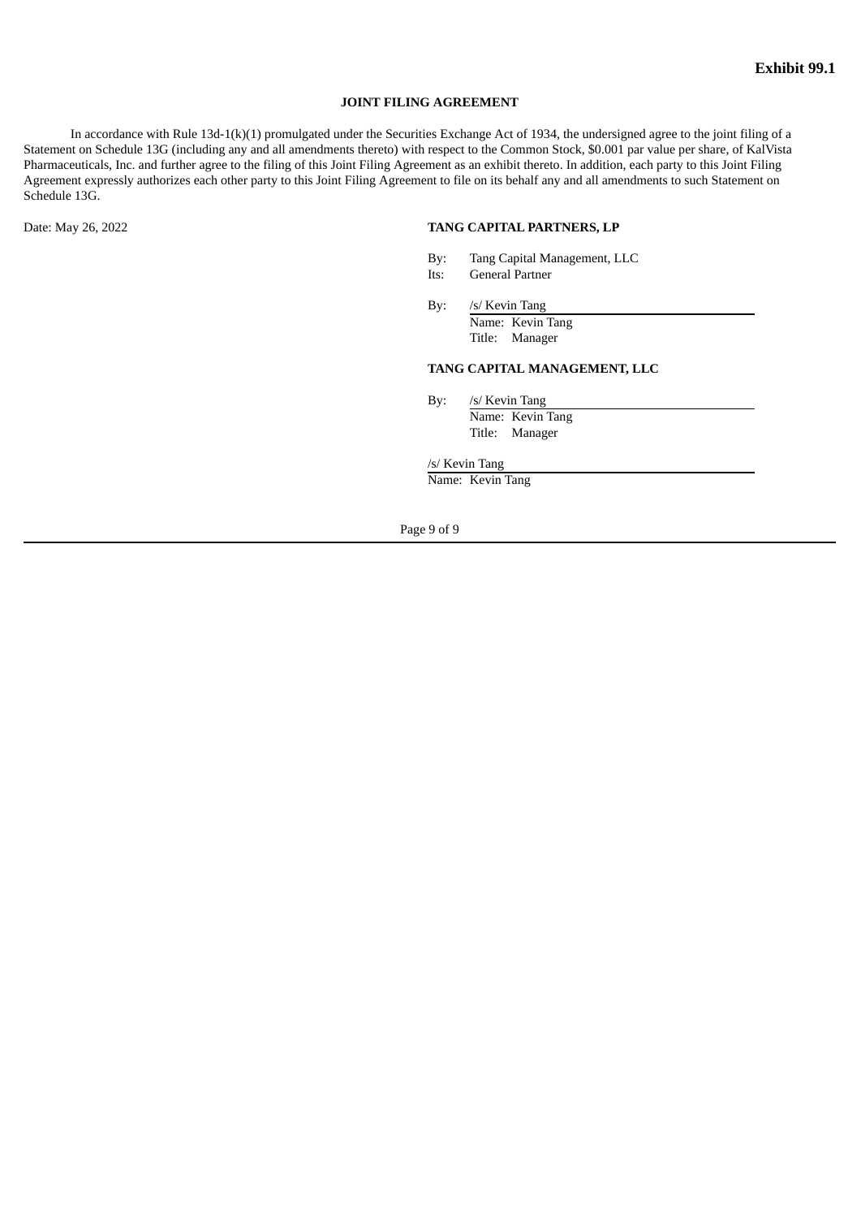**Exhibit 99.1**

**JOINT FILING AGREEMENT**

In accordance with Rule 13d-1(k)(1) promulgated under the Securities Exchange Act of 1934, the undersigned agree to the joint filing of a Statement on Schedule 13G (including any and all amendments thereto) with respect to the Common Stock, $0.001 par value per share, of KalVista Pharmaceuticals, Inc. and further agree to the filing of this Joint Filing Agreement as an exhibit thereto. In addition, each party to this Joint Filing Agreement expressly authorizes each other party to this Joint Filing Agreement to file on its behalf any and all amendments to such Statement on Schedule 13G.

Date: May 26, 2022

**TANG CAPITAL PARTNERS, LP**

By: Tang Capital Management, LLC
Its: General Partner

By: /s/ Kevin Tang
Name: Kevin Tang
Title: Manager

**TANG CAPITAL MANAGEMENT, LLC**

By: /s/ Kevin Tang
Name: Kevin Tang
Title: Manager

/s/ Kevin Tang
Name: Kevin Tang